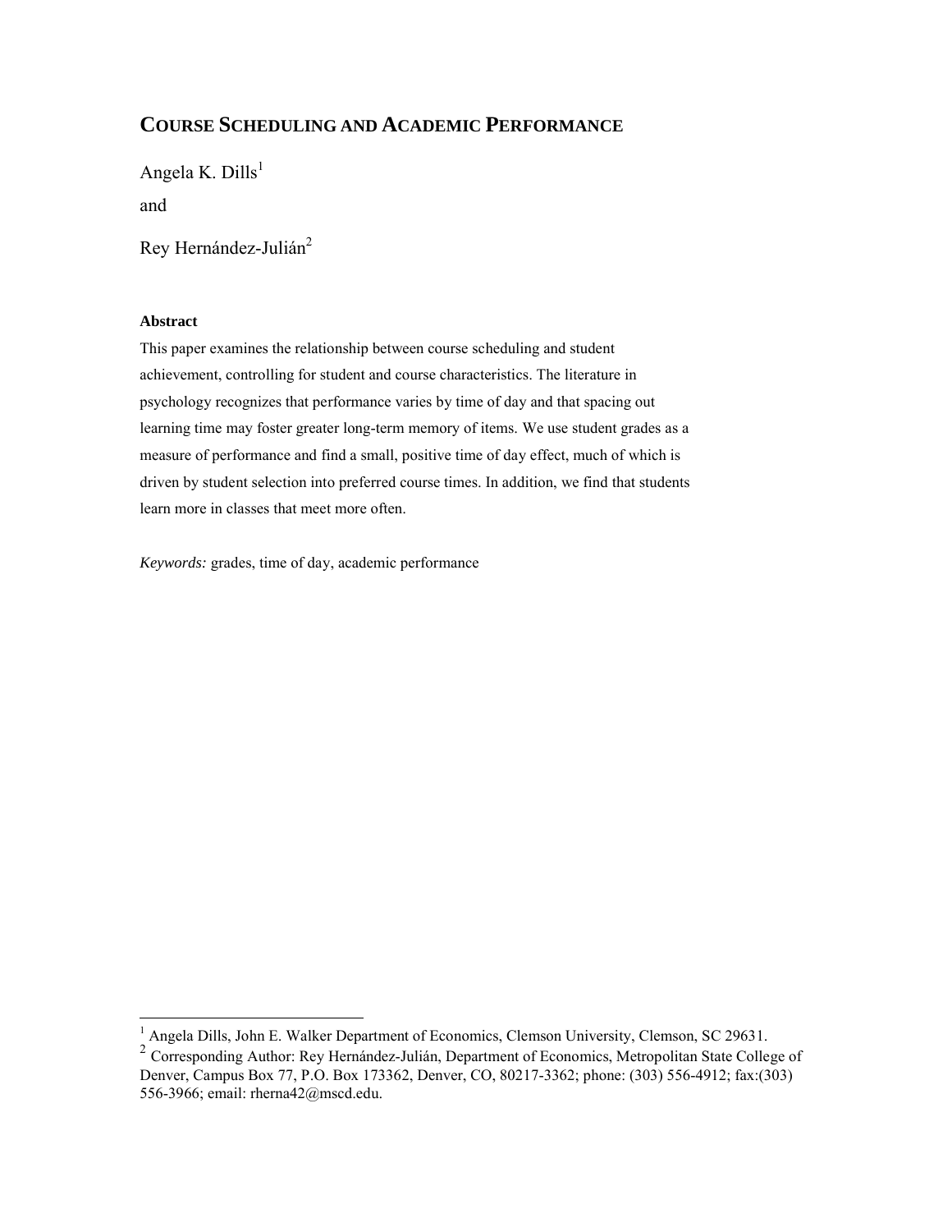# COURSE SCHEDULING AND ACADEMIC PERFORMANCE

Angela K. Dills[1]

and

Rey Hernández-Julián[2]

**Abstract**

This paper examines the relationship between course scheduling and student achievement, controlling for student and course characteristics. The literature in psychology recognizes that performance varies by time of day and that spacing out learning time may foster greater long-term memory of items. We use student grades as a measure of performance and find a small, positive time of day effect, much of which is driven by student selection into preferred course times. In addition, we find that students learn more in classes that meet more often.

*Keywords:* grades, time of day, academic performance

---

[1] Angela Dills, John E. Walker Department of Economics, Clemson University, Clemson, SC 29631.

[2] Corresponding Author: Rey Hernández-Julián, Department of Economics, Metropolitan State College of Denver, Campus Box 77, P.O. Box 173362, Denver, CO, 80217-3362; phone: (303) 556-4912; fax:(303) 556-3966; email: rherna42@mscd.edu.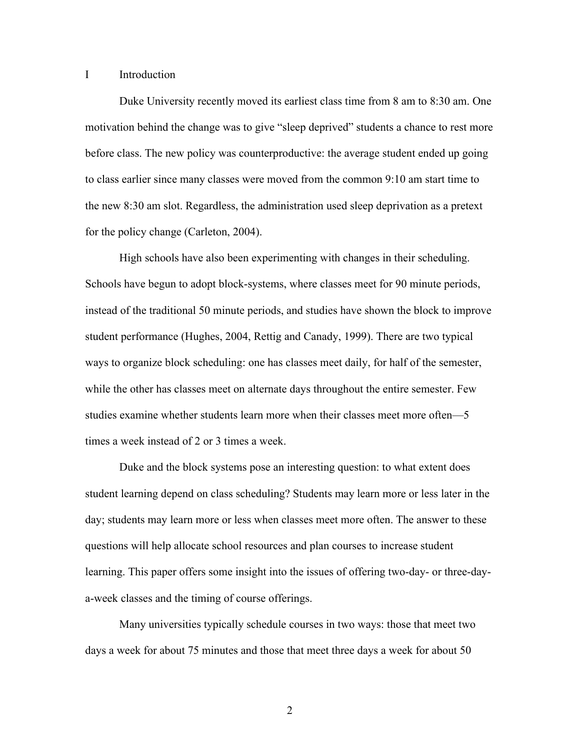# I Introduction

Duke University recently moved its earliest class time from 8 am to 8:30 am. One motivation behind the change was to give "sleep deprived" students a chance to rest more before class. The new policy was counterproductive: the average student ended up going to class earlier since many classes were moved from the common 9:10 am start time to the new 8:30 am slot. Regardless, the administration used sleep deprivation as a pretext for the policy change (Carleton, 2004).

High schools have also been experimenting with changes in their scheduling. Schools have begun to adopt block-systems, where classes meet for 90 minute periods, instead of the traditional 50 minute periods, and studies have shown the block to improve student performance (Hughes, 2004, Rettig and Canady, 1999). There are two typical ways to organize block scheduling: one has classes meet daily, for half of the semester, while the other has classes meet on alternate days throughout the entire semester. Few studies examine whether students learn more when their classes meet more often—5 times a week instead of 2 or 3 times a week.

Duke and the block systems pose an interesting question: to what extent does student learning depend on class scheduling? Students may learn more or less later in the day; students may learn more or less when classes meet more often. The answer to these questions will help allocate school resources and plan courses to increase student learning. This paper offers some insight into the issues of offering two-day- or three-day-a-week classes and the timing of course offerings.

Many universities typically schedule courses in two ways: those that meet two days a week for about 75 minutes and those that meet three days a week for about 50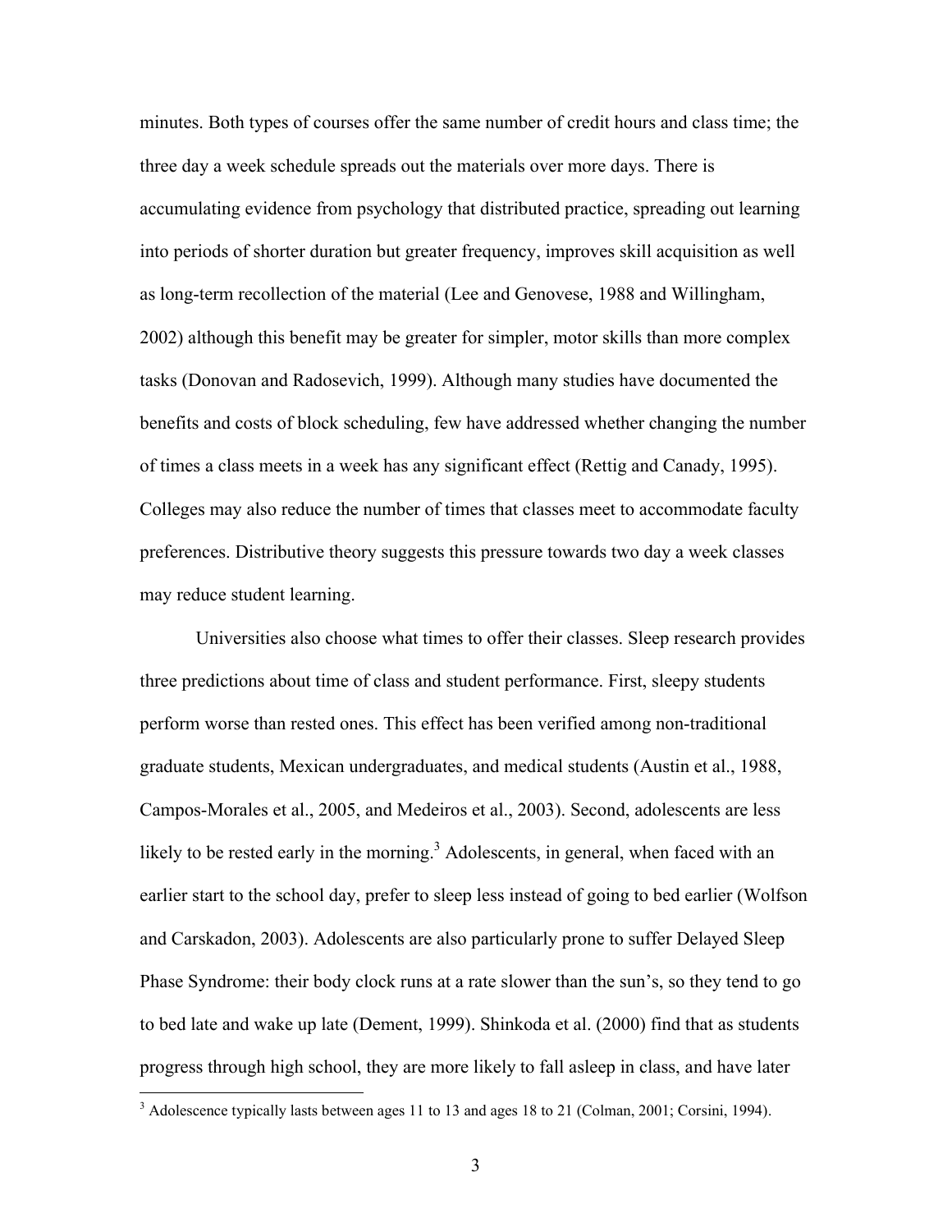minutes. Both types of courses offer the same number of credit hours and class time; the three day a week schedule spreads out the materials over more days. There is accumulating evidence from psychology that distributed practice, spreading out learning into periods of shorter duration but greater frequency, improves skill acquisition as well as long-term recollection of the material (Lee and Genovese, 1988 and Willingham, 2002) although this benefit may be greater for simpler, motor skills than more complex tasks (Donovan and Radosevich, 1999). Although many studies have documented the benefits and costs of block scheduling, few have addressed whether changing the number of times a class meets in a week has any significant effect (Rettig and Canady, 1995). Colleges may also reduce the number of times that classes meet to accommodate faculty preferences. Distributive theory suggests this pressure towards two day a week classes may reduce student learning.

Universities also choose what times to offer their classes. Sleep research provides three predictions about time of class and student performance. First, sleepy students perform worse than rested ones. This effect has been verified among non-traditional graduate students, Mexican undergraduates, and medical students (Austin et al., 1988, Campos-Morales et al., 2005, and Medeiros et al., 2003). Second, adolescents are less likely to be rested early in the morning.[3] Adolescents, in general, when faced with an earlier start to the school day, prefer to sleep less instead of going to bed earlier (Wolfson and Carskadon, 2003). Adolescents are also particularly prone to suffer Delayed Sleep Phase Syndrome: their body clock runs at a rate slower than the sun's, so they tend to go to bed late and wake up late (Dement, 1999). Shinkoda et al. (2000) find that as students progress through high school, they are more likely to fall asleep in class, and have later

[3] Adolescence typically lasts between ages 11 to 13 and ages 18 to 21 (Colman, 2001; Corsini, 1994).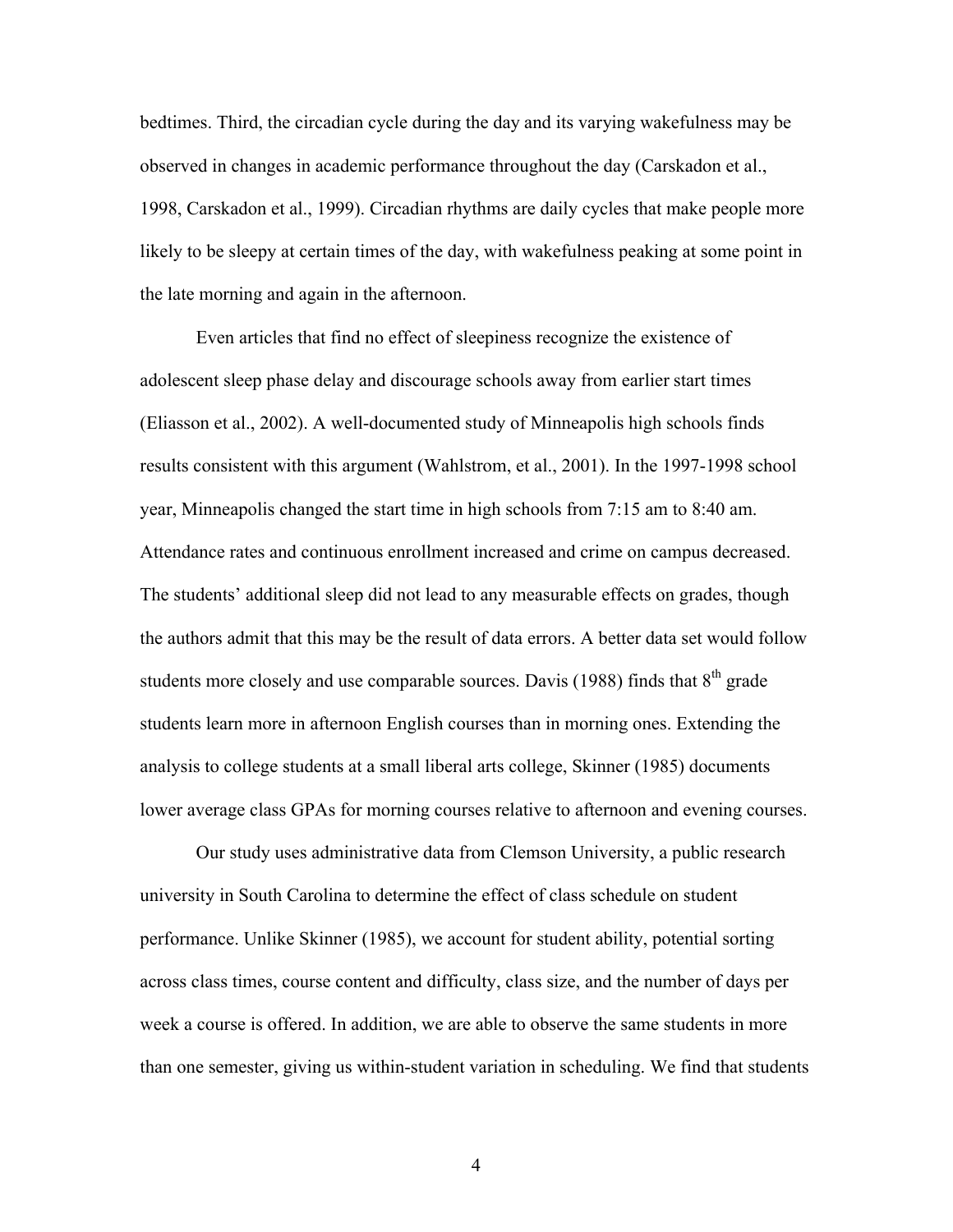bedtimes. Third, the circadian cycle during the day and its varying wakefulness may be observed in changes in academic performance throughout the day (Carskadon et al., 1998, Carskadon et al., 1999). Circadian rhythms are daily cycles that make people more likely to be sleepy at certain times of the day, with wakefulness peaking at some point in the late morning and again in the afternoon.

Even articles that find no effect of sleepiness recognize the existence of adolescent sleep phase delay and discourage schools away from earlier start times (Eliasson et al., 2002). A well-documented study of Minneapolis high schools finds results consistent with this argument (Wahlstrom, et al., 2001). In the 1997-1998 school year, Minneapolis changed the start time in high schools from 7:15 am to 8:40 am. Attendance rates and continuous enrollment increased and crime on campus decreased. The students' additional sleep did not lead to any measurable effects on grades, though the authors admit that this may be the result of data errors. A better data set would follow students more closely and use comparable sources. Davis (1988) finds that 8th grade students learn more in afternoon English courses than in morning ones. Extending the analysis to college students at a small liberal arts college, Skinner (1985) documents lower average class GPAs for morning courses relative to afternoon and evening courses.

Our study uses administrative data from Clemson University, a public research university in South Carolina to determine the effect of class schedule on student performance. Unlike Skinner (1985), we account for student ability, potential sorting across class times, course content and difficulty, class size, and the number of days per week a course is offered. In addition, we are able to observe the same students in more than one semester, giving us within-student variation in scheduling. We find that students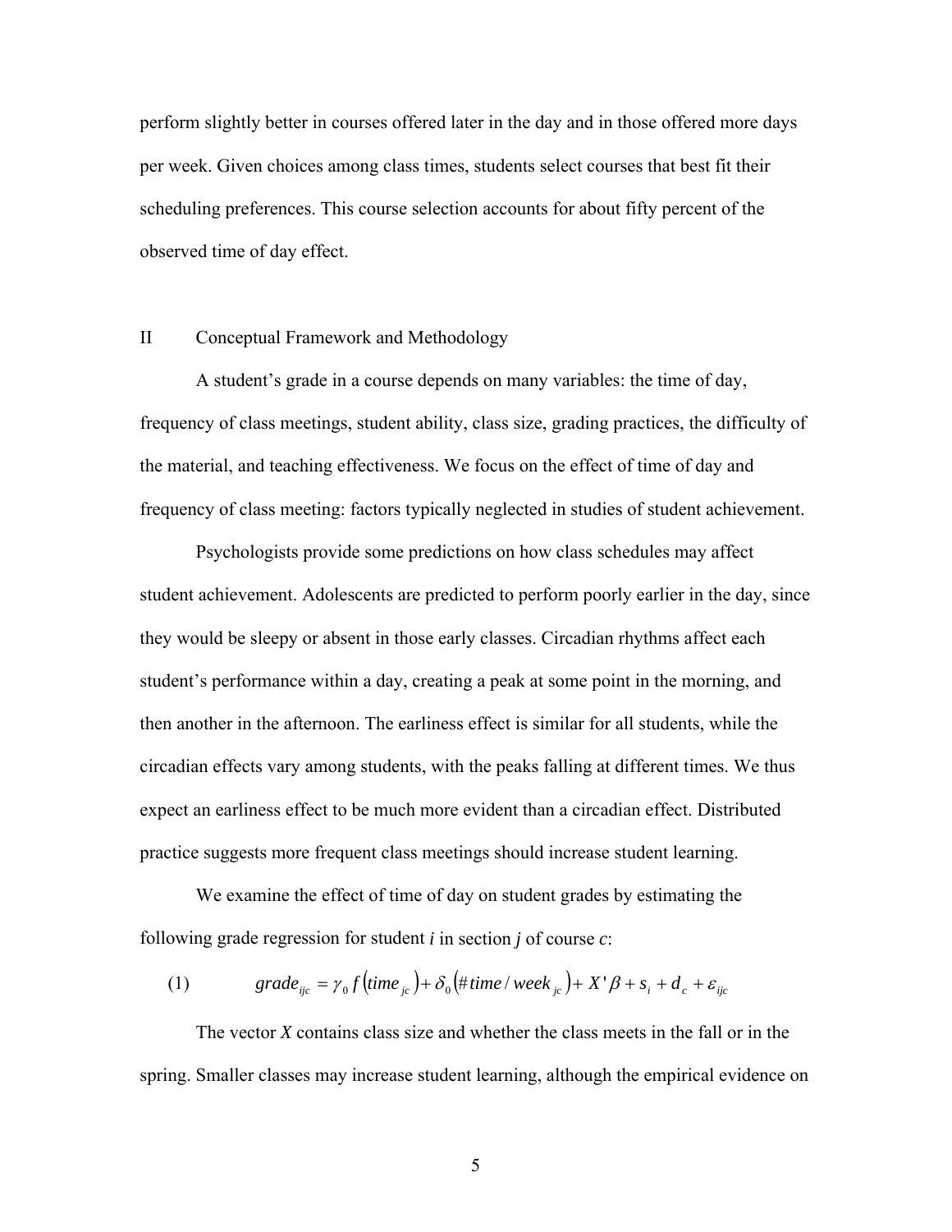perform slightly better in courses offered later in the day and in those offered more days per week. Given choices among class times, students select courses that best fit their scheduling preferences. This course selection accounts for about fifty percent of the observed time of day effect.

## II Conceptual Framework and Methodology

A student's grade in a course depends on many variables: the time of day, frequency of class meetings, student ability, class size, grading practices, the difficulty of the material, and teaching effectiveness. We focus on the effect of time of day and frequency of class meeting: factors typically neglected in studies of student achievement.

Psychologists provide some predictions on how class schedules may affect student achievement. Adolescents are predicted to perform poorly earlier in the day, since they would be sleepy or absent in those early classes. Circadian rhythms affect each student's performance within a day, creating a peak at some point in the morning, and then another in the afternoon. The earliness effect is similar for all students, while the circadian effects vary among students, with the peaks falling at different times. We thus expect an earliness effect to be much more evident than a circadian effect. Distributed practice suggests more frequent class meetings should increase student learning.

We examine the effect of time of day on student grades by estimating the following grade regression for student *i* in section *j* of course *c*:

$$grade_{ijc} = \gamma_0 f\left(time_{jc}\right) + \delta_0\left(\#time/week_{jc}\right) + X'\beta + s_i + d_c + \varepsilon_{ijc} \qquad (1)$$

The vector *X* contains class size and whether the class meets in the fall or in the spring. Smaller classes may increase student learning, although the empirical evidence on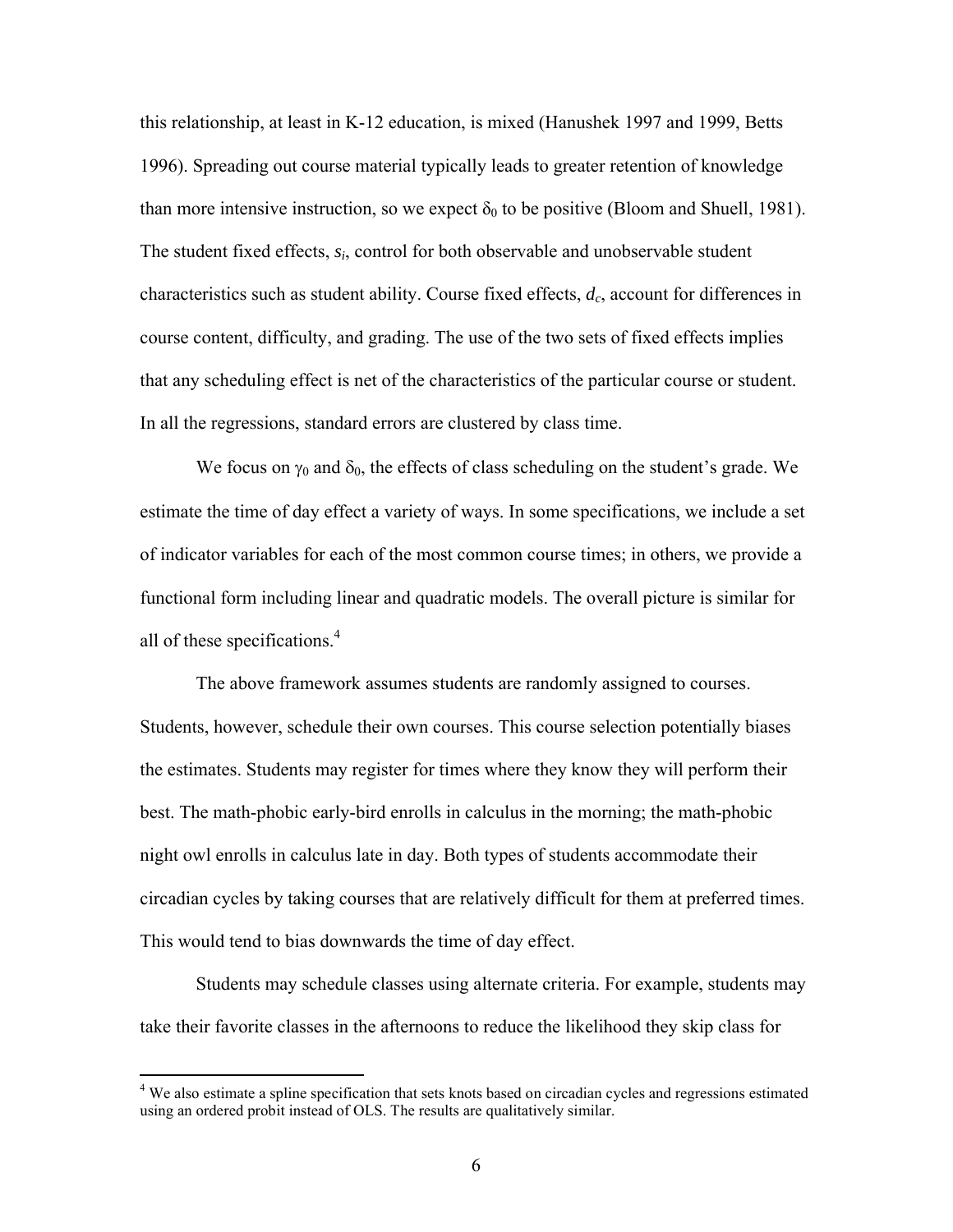this relationship, at least in K-12 education, is mixed (Hanushek 1997 and 1999, Betts 1996). Spreading out course material typically leads to greater retention of knowledge than more intensive instruction, so we expect $\delta_0$ to be positive (Bloom and Shuell, 1981). The student fixed effects, $s_i$, control for both observable and unobservable student characteristics such as student ability. Course fixed effects, $d_c$, account for differences in course content, difficulty, and grading. The use of the two sets of fixed effects implies that any scheduling effect is net of the characteristics of the particular course or student. In all the regressions, standard errors are clustered by class time.

We focus on $\gamma_0$ and $\delta_0$, the effects of class scheduling on the student's grade. We estimate the time of day effect a variety of ways. In some specifications, we include a set of indicator variables for each of the most common course times; in others, we provide a functional form including linear and quadratic models. The overall picture is similar for all of these specifications.[4]

The above framework assumes students are randomly assigned to courses. Students, however, schedule their own courses. This course selection potentially biases the estimates. Students may register for times where they know they will perform their best. The math-phobic early-bird enrolls in calculus in the morning; the math-phobic night owl enrolls in calculus late in day. Both types of students accommodate their circadian cycles by taking courses that are relatively difficult for them at preferred times. This would tend to bias downwards the time of day effect.

Students may schedule classes using alternate criteria. For example, students may take their favorite classes in the afternoons to reduce the likelihood they skip class for

[4] We also estimate a spline specification that sets knots based on circadian cycles and regressions estimated using an ordered probit instead of OLS. The results are qualitatively similar.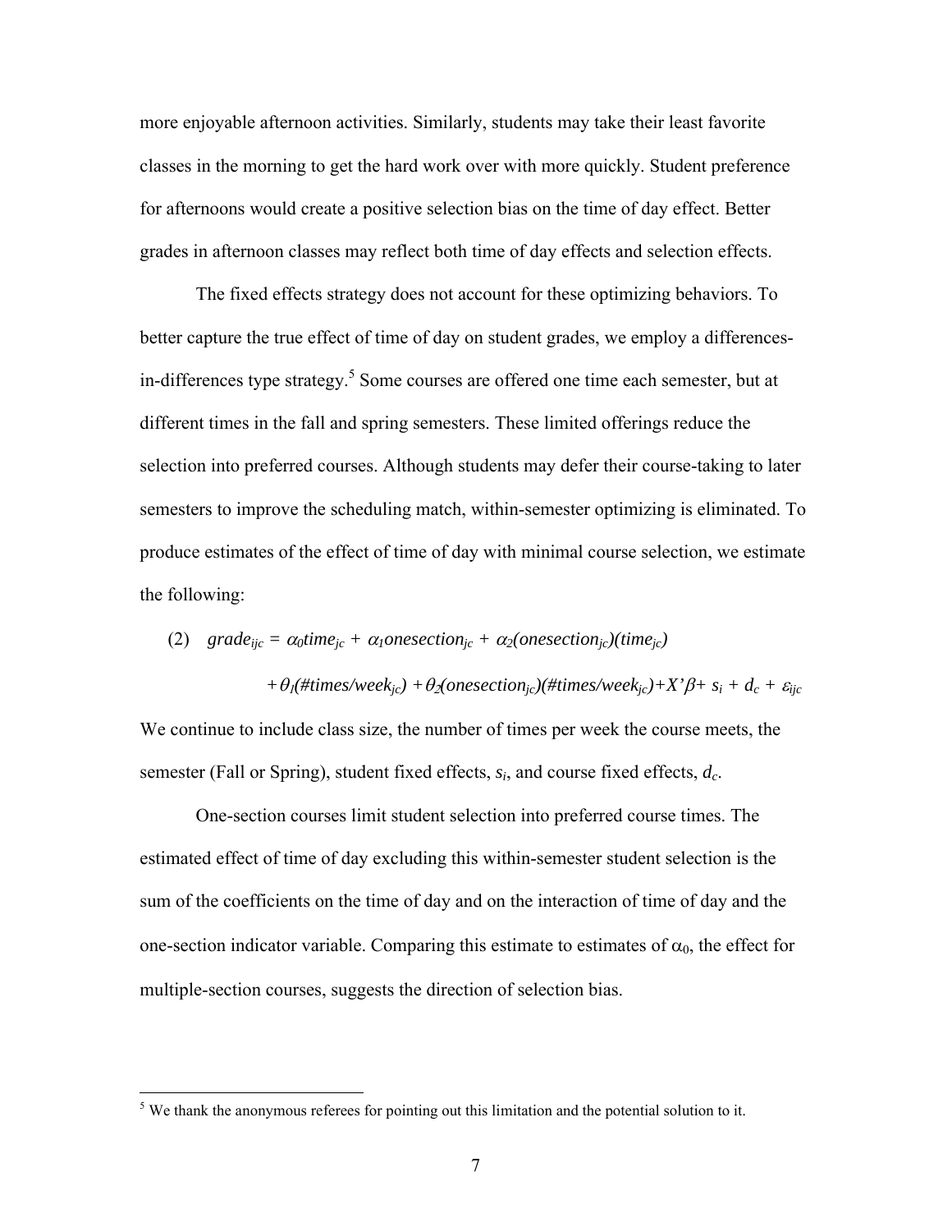more enjoyable afternoon activities. Similarly, students may take their least favorite classes in the morning to get the hard work over with more quickly. Student preference for afternoons would create a positive selection bias on the time of day effect. Better grades in afternoon classes may reflect both time of day effects and selection effects.

The fixed effects strategy does not account for these optimizing behaviors. To better capture the true effect of time of day on student grades, we employ a differences-in-differences type strategy.[5] Some courses are offered one time each semester, but at different times in the fall and spring semesters. These limited offerings reduce the selection into preferred courses. Although students may defer their course-taking to later semesters to improve the scheduling match, within-semester optimizing is eliminated. To produce estimates of the effect of time of day with minimal course selection, we estimate the following:

$$(2) \quad grade_{ijc} = \alpha_0 time_{jc} + \alpha_1 onesection_{jc} + \alpha_2 (onesection_{jc})(time_{jc}) + \theta_1(\#times/week_{jc}) + \theta_2(onesection_{jc})(\#times/week_{jc}) + X'\beta + s_i + d_c + \varepsilon_{ijc}$$

We continue to include class size, the number of times per week the course meets, the semester (Fall or Spring), student fixed effects, $s_i$, and course fixed effects, $d_c$.

One-section courses limit student selection into preferred course times. The estimated effect of time of day excluding this within-semester student selection is the sum of the coefficients on the time of day and on the interaction of time of day and the one-section indicator variable. Comparing this estimate to estimates of $\alpha_0$, the effect for multiple-section courses, suggests the direction of selection bias.

[5] We thank the anonymous referees for pointing out this limitation and the potential solution to it.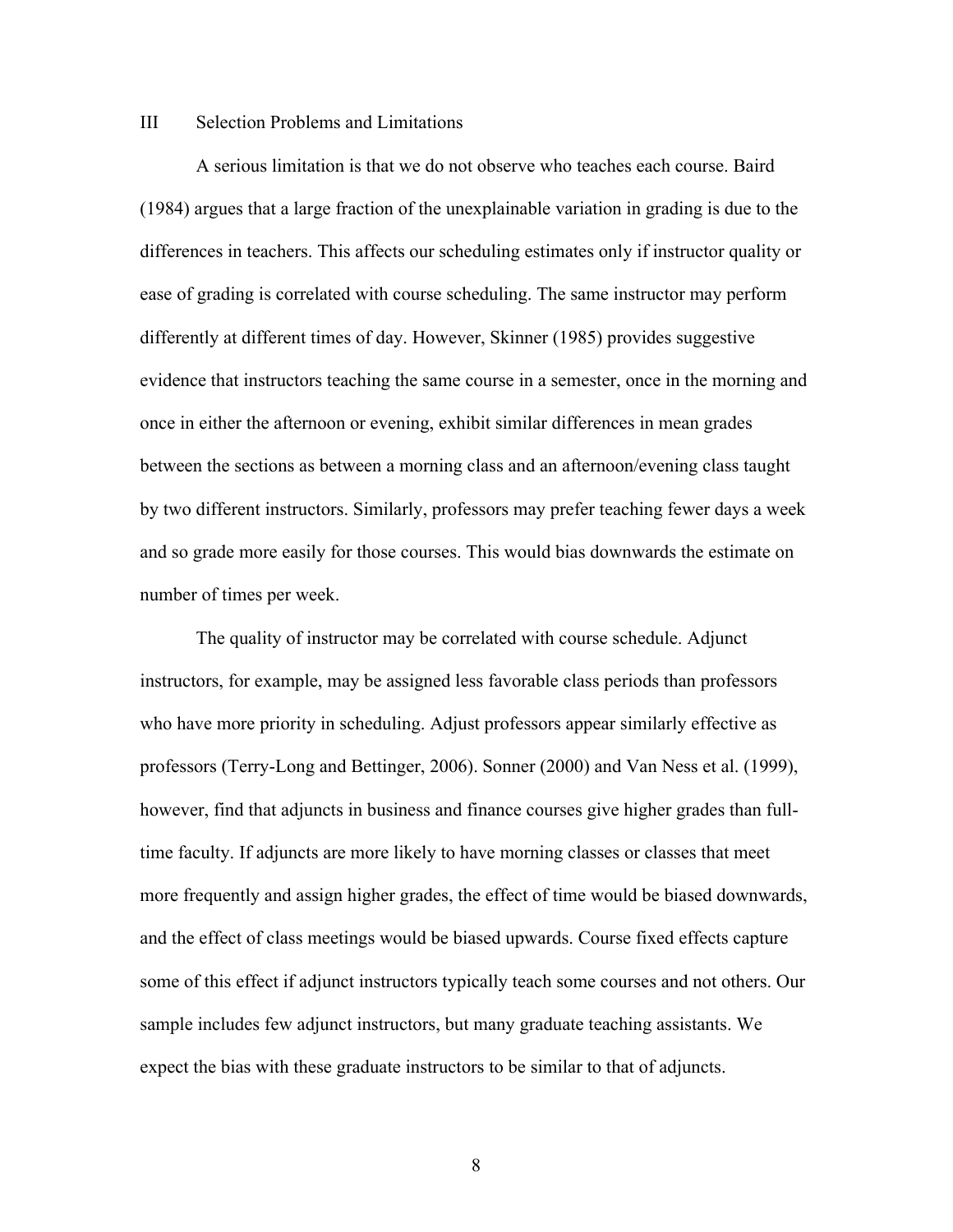## III Selection Problems and Limitations

A serious limitation is that we do not observe who teaches each course. Baird (1984) argues that a large fraction of the unexplainable variation in grading is due to the differences in teachers. This affects our scheduling estimates only if instructor quality or ease of grading is correlated with course scheduling. The same instructor may perform differently at different times of day. However, Skinner (1985) provides suggestive evidence that instructors teaching the same course in a semester, once in the morning and once in either the afternoon or evening, exhibit similar differences in mean grades between the sections as between a morning class and an afternoon/evening class taught by two different instructors. Similarly, professors may prefer teaching fewer days a week and so grade more easily for those courses. This would bias downwards the estimate on number of times per week.

The quality of instructor may be correlated with course schedule. Adjunct instructors, for example, may be assigned less favorable class periods than professors who have more priority in scheduling. Adjust professors appear similarly effective as professors (Terry-Long and Bettinger, 2006). Sonner (2000) and Van Ness et al. (1999), however, find that adjuncts in business and finance courses give higher grades than full-time faculty. If adjuncts are more likely to have morning classes or classes that meet more frequently and assign higher grades, the effect of time would be biased downwards, and the effect of class meetings would be biased upwards. Course fixed effects capture some of this effect if adjunct instructors typically teach some courses and not others. Our sample includes few adjunct instructors, but many graduate teaching assistants. We expect the bias with these graduate instructors to be similar to that of adjuncts.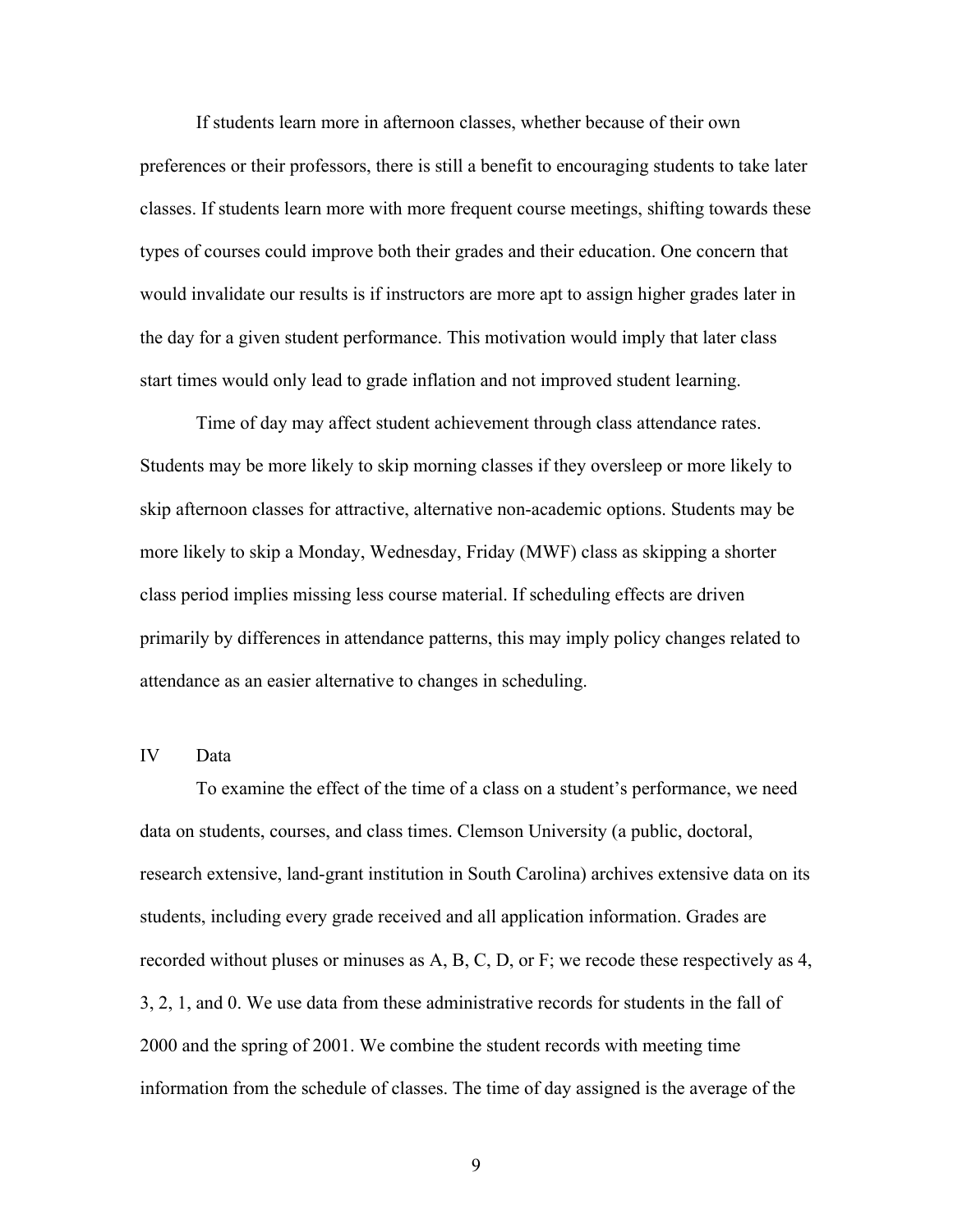If students learn more in afternoon classes, whether because of their own preferences or their professors, there is still a benefit to encouraging students to take later classes. If students learn more with more frequent course meetings, shifting towards these types of courses could improve both their grades and their education. One concern that would invalidate our results is if instructors are more apt to assign higher grades later in the day for a given student performance. This motivation would imply that later class start times would only lead to grade inflation and not improved student learning.

Time of day may affect student achievement through class attendance rates. Students may be more likely to skip morning classes if they oversleep or more likely to skip afternoon classes for attractive, alternative non-academic options. Students may be more likely to skip a Monday, Wednesday, Friday (MWF) class as skipping a shorter class period implies missing less course material. If scheduling effects are driven primarily by differences in attendance patterns, this may imply policy changes related to attendance as an easier alternative to changes in scheduling.

## IV Data

To examine the effect of the time of a class on a student's performance, we need data on students, courses, and class times. Clemson University (a public, doctoral, research extensive, land-grant institution in South Carolina) archives extensive data on its students, including every grade received and all application information. Grades are recorded without pluses or minuses as A, B, C, D, or F; we recode these respectively as 4, 3, 2, 1, and 0. We use data from these administrative records for students in the fall of 2000 and the spring of 2001. We combine the student records with meeting time information from the schedule of classes. The time of day assigned is the average of the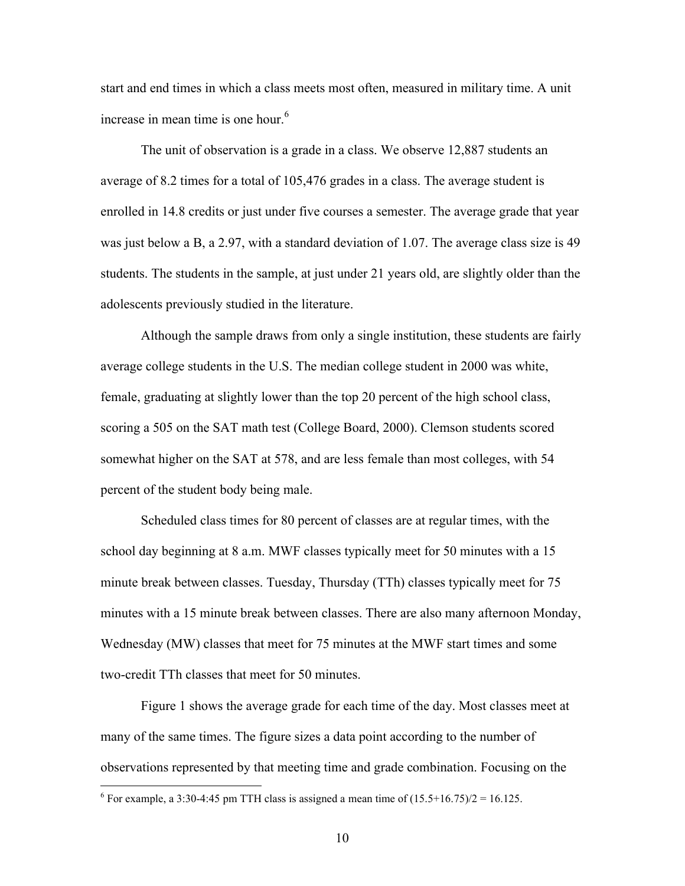start and end times in which a class meets most often, measured in military time. A unit increase in mean time is one hour.[6]

The unit of observation is a grade in a class. We observe 12,887 students an average of 8.2 times for a total of 105,476 grades in a class. The average student is enrolled in 14.8 credits or just under five courses a semester. The average grade that year was just below a B, a 2.97, with a standard deviation of 1.07. The average class size is 49 students. The students in the sample, at just under 21 years old, are slightly older than the adolescents previously studied in the literature.

Although the sample draws from only a single institution, these students are fairly average college students in the U.S. The median college student in 2000 was white, female, graduating at slightly lower than the top 20 percent of the high school class, scoring a 505 on the SAT math test (College Board, 2000). Clemson students scored somewhat higher on the SAT at 578, and are less female than most colleges, with 54 percent of the student body being male.

Scheduled class times for 80 percent of classes are at regular times, with the school day beginning at 8 a.m. MWF classes typically meet for 50 minutes with a 15 minute break between classes. Tuesday, Thursday (TTh) classes typically meet for 75 minutes with a 15 minute break between classes. There are also many afternoon Monday, Wednesday (MW) classes that meet for 75 minutes at the MWF start times and some two-credit TTh classes that meet for 50 minutes.

Figure 1 shows the average grade for each time of the day. Most classes meet at many of the same times. The figure sizes a data point according to the number of observations represented by that meeting time and grade combination. Focusing on the

[6] For example, a 3:30-4:45 pm TTH class is assigned a mean time of $(15.5+16.75)/2 = 16.125$.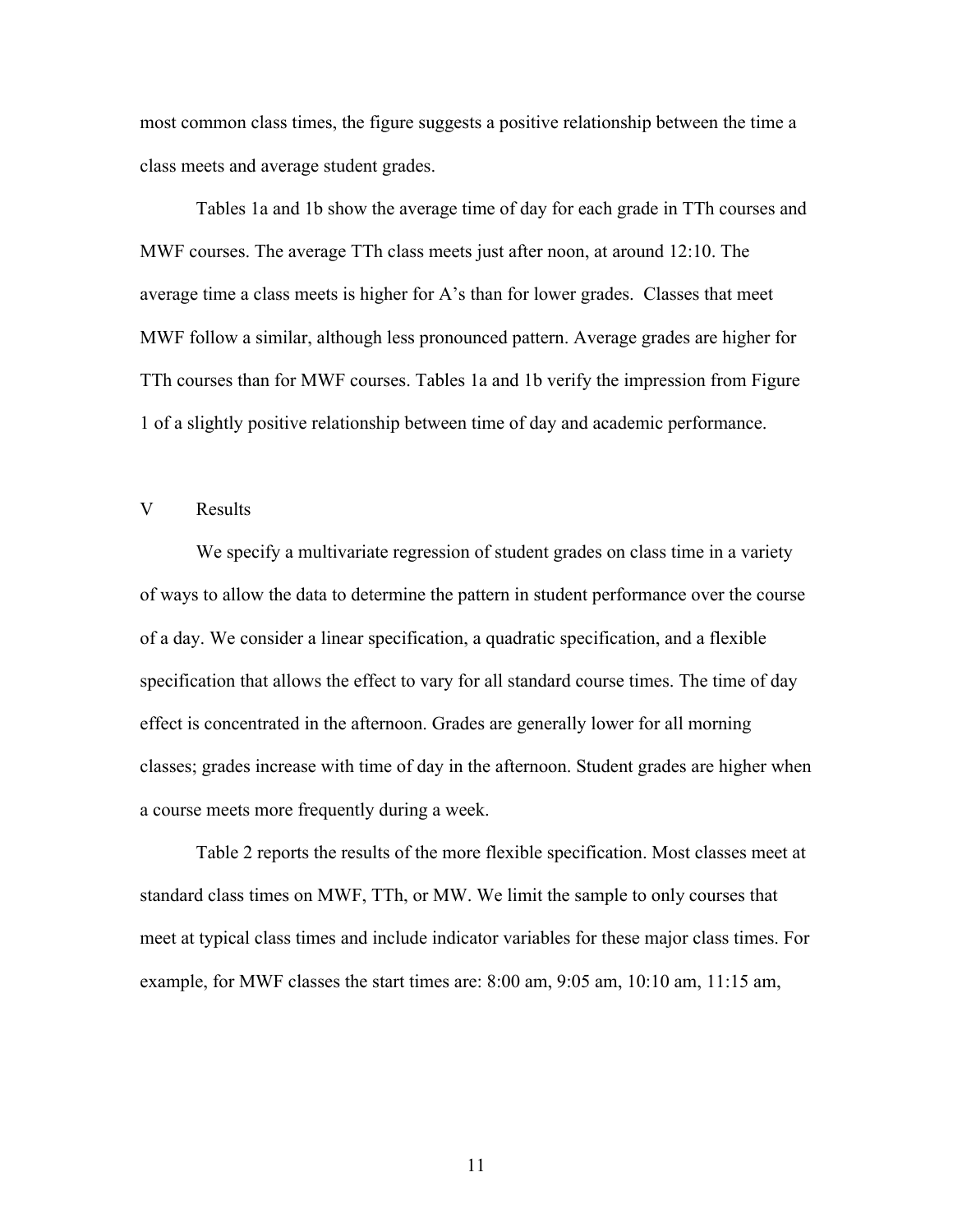most common class times, the figure suggests a positive relationship between the time a class meets and average student grades.

Tables 1a and 1b show the average time of day for each grade in TTh courses and MWF courses. The average TTh class meets just after noon, at around 12:10. The average time a class meets is higher for A's than for lower grades. Classes that meet MWF follow a similar, although less pronounced pattern. Average grades are higher for TTh courses than for MWF courses. Tables 1a and 1b verify the impression from Figure 1 of a slightly positive relationship between time of day and academic performance.

## V Results

We specify a multivariate regression of student grades on class time in a variety of ways to allow the data to determine the pattern in student performance over the course of a day. We consider a linear specification, a quadratic specification, and a flexible specification that allows the effect to vary for all standard course times. The time of day effect is concentrated in the afternoon. Grades are generally lower for all morning classes; grades increase with time of day in the afternoon. Student grades are higher when a course meets more frequently during a week.

Table 2 reports the results of the more flexible specification. Most classes meet at standard class times on MWF, TTh, or MW. We limit the sample to only courses that meet at typical class times and include indicator variables for these major class times. For example, for MWF classes the start times are: 8:00 am, 9:05 am, 10:10 am, 11:15 am,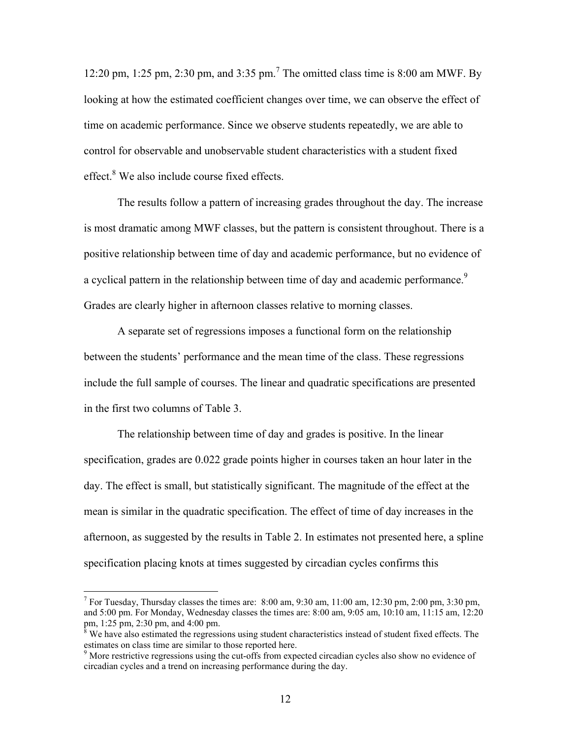12:20 pm, 1:25 pm, 2:30 pm, and 3:35 pm.[7] The omitted class time is 8:00 am MWF. By looking at how the estimated coefficient changes over time, we can observe the effect of time on academic performance. Since we observe students repeatedly, we are able to control for observable and unobservable student characteristics with a student fixed effect.[8] We also include course fixed effects.

The results follow a pattern of increasing grades throughout the day. The increase is most dramatic among MWF classes, but the pattern is consistent throughout. There is a positive relationship between time of day and academic performance, but no evidence of a cyclical pattern in the relationship between time of day and academic performance.[9] Grades are clearly higher in afternoon classes relative to morning classes.

A separate set of regressions imposes a functional form on the relationship between the students' performance and the mean time of the class. These regressions include the full sample of courses. The linear and quadratic specifications are presented in the first two columns of Table 3.

The relationship between time of day and grades is positive. In the linear specification, grades are 0.022 grade points higher in courses taken an hour later in the day. The effect is small, but statistically significant. The magnitude of the effect at the mean is similar in the quadratic specification. The effect of time of day increases in the afternoon, as suggested by the results in Table 2. In estimates not presented here, a spline specification placing knots at times suggested by circadian cycles confirms this

---

[7] For Tuesday, Thursday classes the times are: 8:00 am, 9:30 am, 11:00 am, 12:30 pm, 2:00 pm, 3:30 pm, and 5:00 pm. For Monday, Wednesday classes the times are: 8:00 am, 9:05 am, 10:10 am, 11:15 am, 12:20 pm, 1:25 pm, 2:30 pm, and 4:00 pm.

[8] We have also estimated the regressions using student characteristics instead of student fixed effects. The estimates on class time are similar to those reported here.

[9] More restrictive regressions using the cut-offs from expected circadian cycles also show no evidence of circadian cycles and a trend on increasing performance during the day.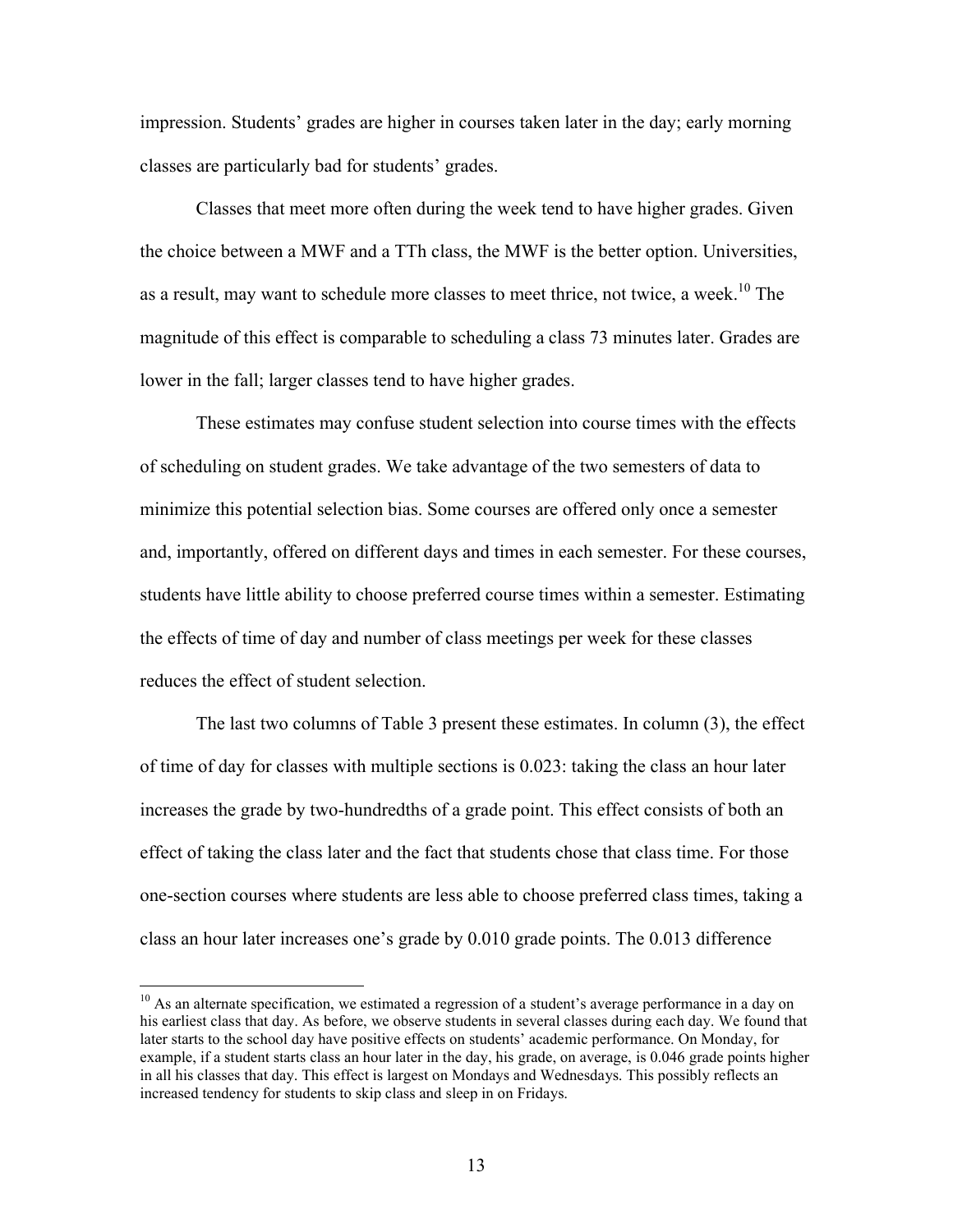impression. Students' grades are higher in courses taken later in the day; early morning classes are particularly bad for students' grades.

Classes that meet more often during the week tend to have higher grades. Given the choice between a MWF and a TTh class, the MWF is the better option. Universities, as a result, may want to schedule more classes to meet thrice, not twice, a week.[10] The magnitude of this effect is comparable to scheduling a class 73 minutes later. Grades are lower in the fall; larger classes tend to have higher grades.

These estimates may confuse student selection into course times with the effects of scheduling on student grades. We take advantage of the two semesters of data to minimize this potential selection bias. Some courses are offered only once a semester and, importantly, offered on different days and times in each semester. For these courses, students have little ability to choose preferred course times within a semester. Estimating the effects of time of day and number of class meetings per week for these classes reduces the effect of student selection.

The last two columns of Table 3 present these estimates. In column (3), the effect of time of day for classes with multiple sections is 0.023: taking the class an hour later increases the grade by two-hundredths of a grade point. This effect consists of both an effect of taking the class later and the fact that students chose that class time. For those one-section courses where students are less able to choose preferred class times, taking a class an hour later increases one's grade by 0.010 grade points. The 0.013 difference

[10] As an alternate specification, we estimated a regression of a student's average performance in a day on his earliest class that day. As before, we observe students in several classes during each day. We found that later starts to the school day have positive effects on students' academic performance. On Monday, for example, if a student starts class an hour later in the day, his grade, on average, is 0.046 grade points higher in all his classes that day. This effect is largest on Mondays and Wednesdays. This possibly reflects an increased tendency for students to skip class and sleep in on Fridays.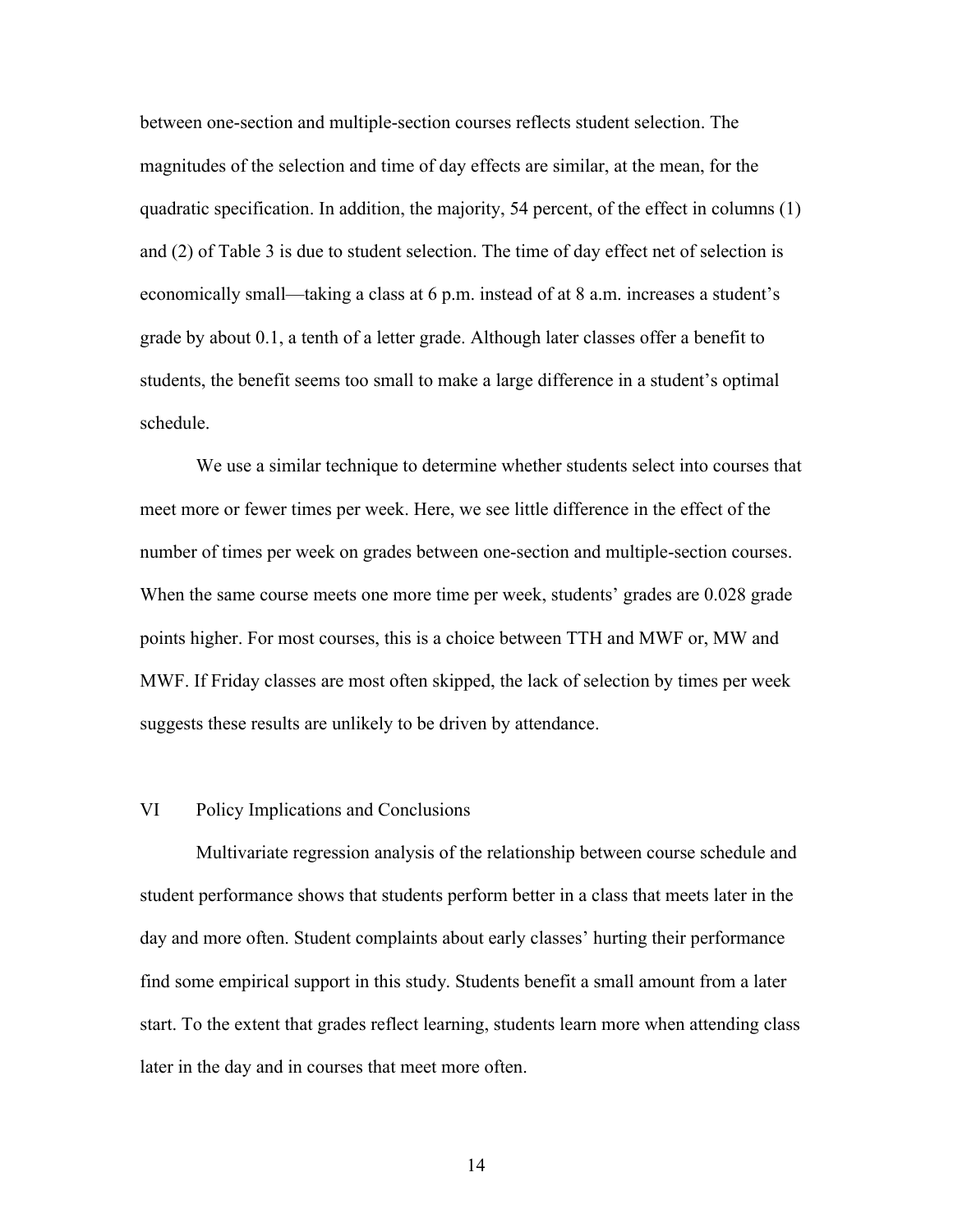between one-section and multiple-section courses reflects student selection. The magnitudes of the selection and time of day effects are similar, at the mean, for the quadratic specification. In addition, the majority, 54 percent, of the effect in columns (1) and (2) of Table 3 is due to student selection. The time of day effect net of selection is economically small—taking a class at 6 p.m. instead of at 8 a.m. increases a student's grade by about 0.1, a tenth of a letter grade. Although later classes offer a benefit to students, the benefit seems too small to make a large difference in a student's optimal schedule.

We use a similar technique to determine whether students select into courses that meet more or fewer times per week. Here, we see little difference in the effect of the number of times per week on grades between one-section and multiple-section courses. When the same course meets one more time per week, students' grades are 0.028 grade points higher. For most courses, this is a choice between TTH and MWF or, MW and MWF. If Friday classes are most often skipped, the lack of selection by times per week suggests these results are unlikely to be driven by attendance.

## VI Policy Implications and Conclusions

Multivariate regression analysis of the relationship between course schedule and student performance shows that students perform better in a class that meets later in the day and more often. Student complaints about early classes' hurting their performance find some empirical support in this study. Students benefit a small amount from a later start. To the extent that grades reflect learning, students learn more when attending class later in the day and in courses that meet more often.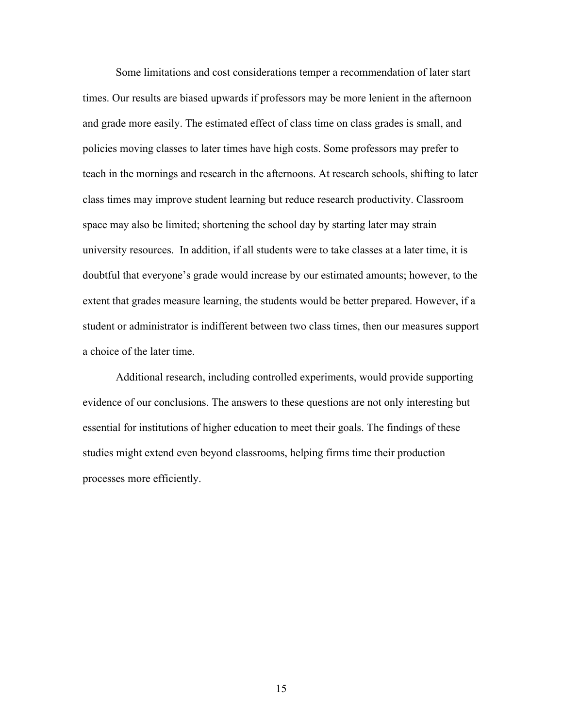Some limitations and cost considerations temper a recommendation of later start times. Our results are biased upwards if professors may be more lenient in the afternoon and grade more easily. The estimated effect of class time on class grades is small, and policies moving classes to later times have high costs. Some professors may prefer to teach in the mornings and research in the afternoons. At research schools, shifting to later class times may improve student learning but reduce research productivity. Classroom space may also be limited; shortening the school day by starting later may strain university resources. In addition, if all students were to take classes at a later time, it is doubtful that everyone's grade would increase by our estimated amounts; however, to the extent that grades measure learning, the students would be better prepared. However, if a student or administrator is indifferent between two class times, then our measures support a choice of the later time.

Additional research, including controlled experiments, would provide supporting evidence of our conclusions. The answers to these questions are not only interesting but essential for institutions of higher education to meet their goals. The findings of these studies might extend even beyond classrooms, helping firms time their production processes more efficiently.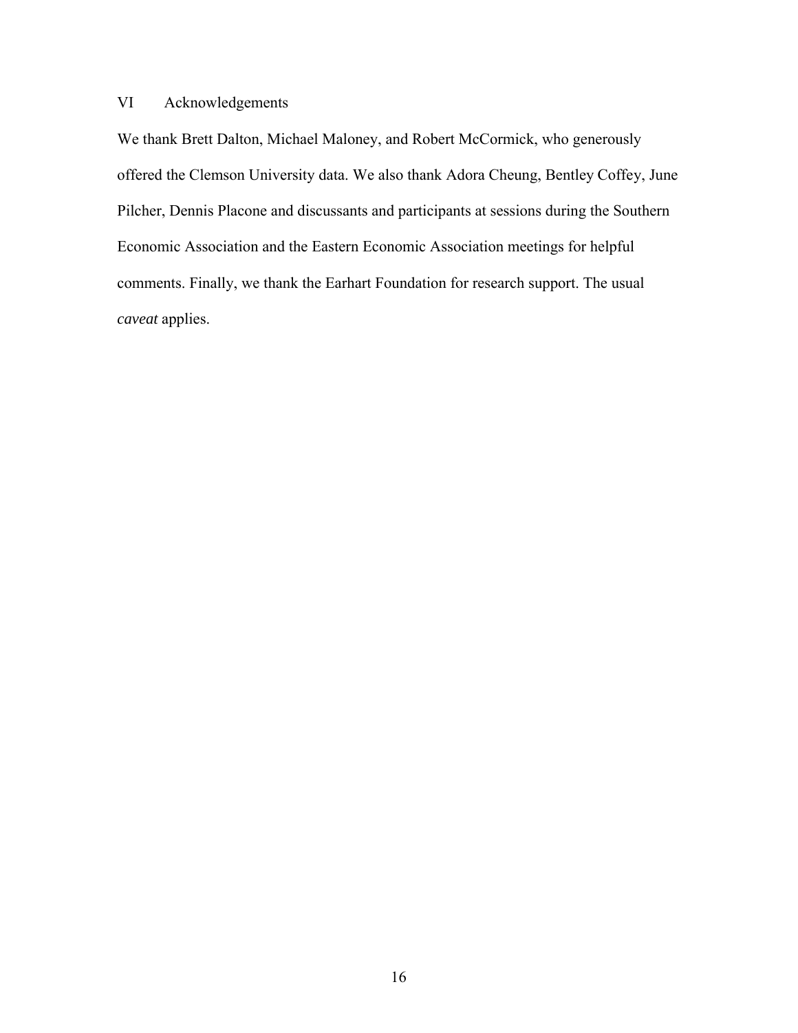## VI Acknowledgements

We thank Brett Dalton, Michael Maloney, and Robert McCormick, who generously offered the Clemson University data. We also thank Adora Cheung, Bentley Coffey, June Pilcher, Dennis Placone and discussants and participants at sessions during the Southern Economic Association and the Eastern Economic Association meetings for helpful comments. Finally, we thank the Earhart Foundation for research support. The usual *caveat* applies.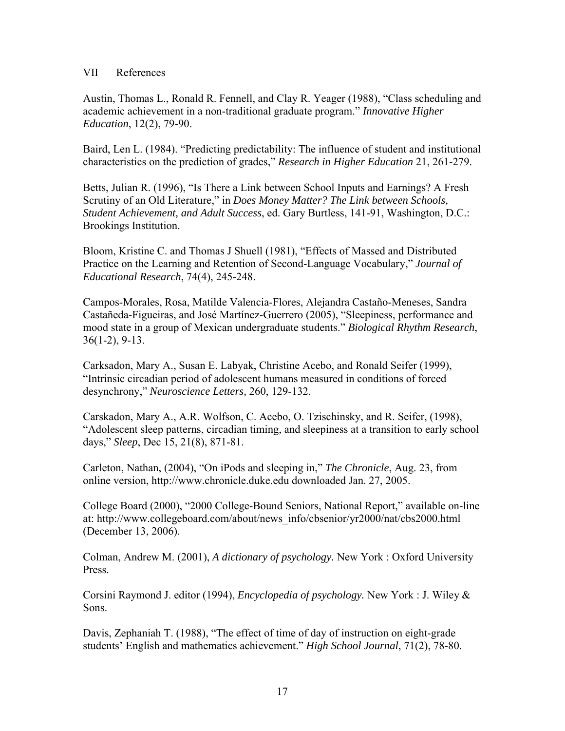## VII References

Austin, Thomas L., Ronald R. Fennell, and Clay R. Yeager (1988), "Class scheduling and academic achievement in a non-traditional graduate program." *Innovative Higher Education*, 12(2), 79-90.

Baird, Len L. (1984). "Predicting predictability: The influence of student and institutional characteristics on the prediction of grades," *Research in Higher Education* 21, 261-279.

Betts, Julian R. (1996), "Is There a Link between School Inputs and Earnings? A Fresh Scrutiny of an Old Literature," in *Does Money Matter? The Link between Schools, Student Achievement, and Adult Success*, ed. Gary Burtless, 141-91, Washington, D.C.: Brookings Institution.

Bloom, Kristine C. and Thomas J Shuell (1981), "Effects of Massed and Distributed Practice on the Learning and Retention of Second-Language Vocabulary," *Journal of Educational Research*, 74(4), 245-248.

Campos-Morales, Rosa, Matilde Valencia-Flores, Alejandra Castaño-Meneses, Sandra Castañeda-Figueiras, and José Martínez-Guerrero (2005), "Sleepiness, performance and mood state in a group of Mexican undergraduate students." *Biological Rhythm Research*, 36(1-2), 9-13.

Carksadon, Mary A., Susan E. Labyak, Christine Acebo, and Ronald Seifer (1999), "Intrinsic circadian period of adolescent humans measured in conditions of forced desynchrony," *Neuroscience Letters*, 260, 129-132.

Carskadon, Mary A., A.R. Wolfson, C. Acebo, O. Tzischinsky, and R. Seifer, (1998), "Adolescent sleep patterns, circadian timing, and sleepiness at a transition to early school days," *Sleep*, Dec 15, 21(8), 871-81.

Carleton, Nathan, (2004), "On iPods and sleeping in," *The Chronicle*, Aug. 23, from online version, http://www.chronicle.duke.edu downloaded Jan. 27, 2005.

College Board (2000), "2000 College-Bound Seniors, National Report," available on-line at: http://www.collegeboard.com/about/news_info/cbsenior/yr2000/nat/cbs2000.html (December 13, 2006).

Colman, Andrew M. (2001), *A dictionary of psychology.* New York : Oxford University Press.

Corsini Raymond J. editor (1994), *Encyclopedia of psychology.* New York : J. Wiley & Sons.

Davis, Zephaniah T. (1988), "The effect of time of day of instruction on eight-grade students' English and mathematics achievement." *High School Journal*, 71(2), 78-80.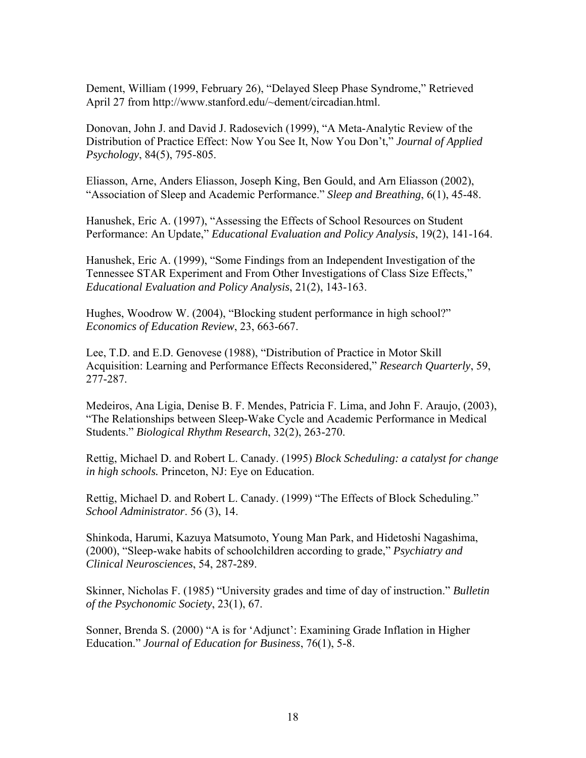Dement, William (1999, February 26), "Delayed Sleep Phase Syndrome," Retrieved April 27 from http://www.stanford.edu/~dement/circadian.html.

Donovan, John J. and David J. Radosevich (1999), "A Meta-Analytic Review of the Distribution of Practice Effect: Now You See It, Now You Don't," *Journal of Applied Psychology*, 84(5), 795-805.

Eliasson, Arne, Anders Eliasson, Joseph King, Ben Gould, and Arn Eliasson (2002), "Association of Sleep and Academic Performance." *Sleep and Breathing*, 6(1), 45-48.

Hanushek, Eric A. (1997), "Assessing the Effects of School Resources on Student Performance: An Update," *Educational Evaluation and Policy Analysis*, 19(2), 141-164.

Hanushek, Eric A. (1999), "Some Findings from an Independent Investigation of the Tennessee STAR Experiment and From Other Investigations of Class Size Effects," *Educational Evaluation and Policy Analysis*, 21(2), 143-163.

Hughes, Woodrow W. (2004), "Blocking student performance in high school?" *Economics of Education Review*, 23, 663-667.

Lee, T.D. and E.D. Genovese (1988), "Distribution of Practice in Motor Skill Acquisition: Learning and Performance Effects Reconsidered," *Research Quarterly*, 59, 277-287.

Medeiros, Ana Ligia, Denise B. F. Mendes, Patricia F. Lima, and John F. Araujo, (2003), "The Relationships between Sleep-Wake Cycle and Academic Performance in Medical Students." *Biological Rhythm Research*, 32(2), 263-270.

Rettig, Michael D. and Robert L. Canady. (1995) *Block Scheduling: a catalyst for change in high schools.* Princeton, NJ: Eye on Education.

Rettig, Michael D. and Robert L. Canady. (1999) "The Effects of Block Scheduling." *School Administrator*. 56 (3), 14.

Shinkoda, Harumi, Kazuya Matsumoto, Young Man Park, and Hidetoshi Nagashima, (2000), "Sleep-wake habits of schoolchildren according to grade," *Psychiatry and Clinical Neurosciences*, 54, 287-289.

Skinner, Nicholas F. (1985) "University grades and time of day of instruction." *Bulletin of the Psychonomic Society*, 23(1), 67.

Sonner, Brenda S. (2000) "A is for 'Adjunct': Examining Grade Inflation in Higher Education." *Journal of Education for Business*, 76(1), 5-8.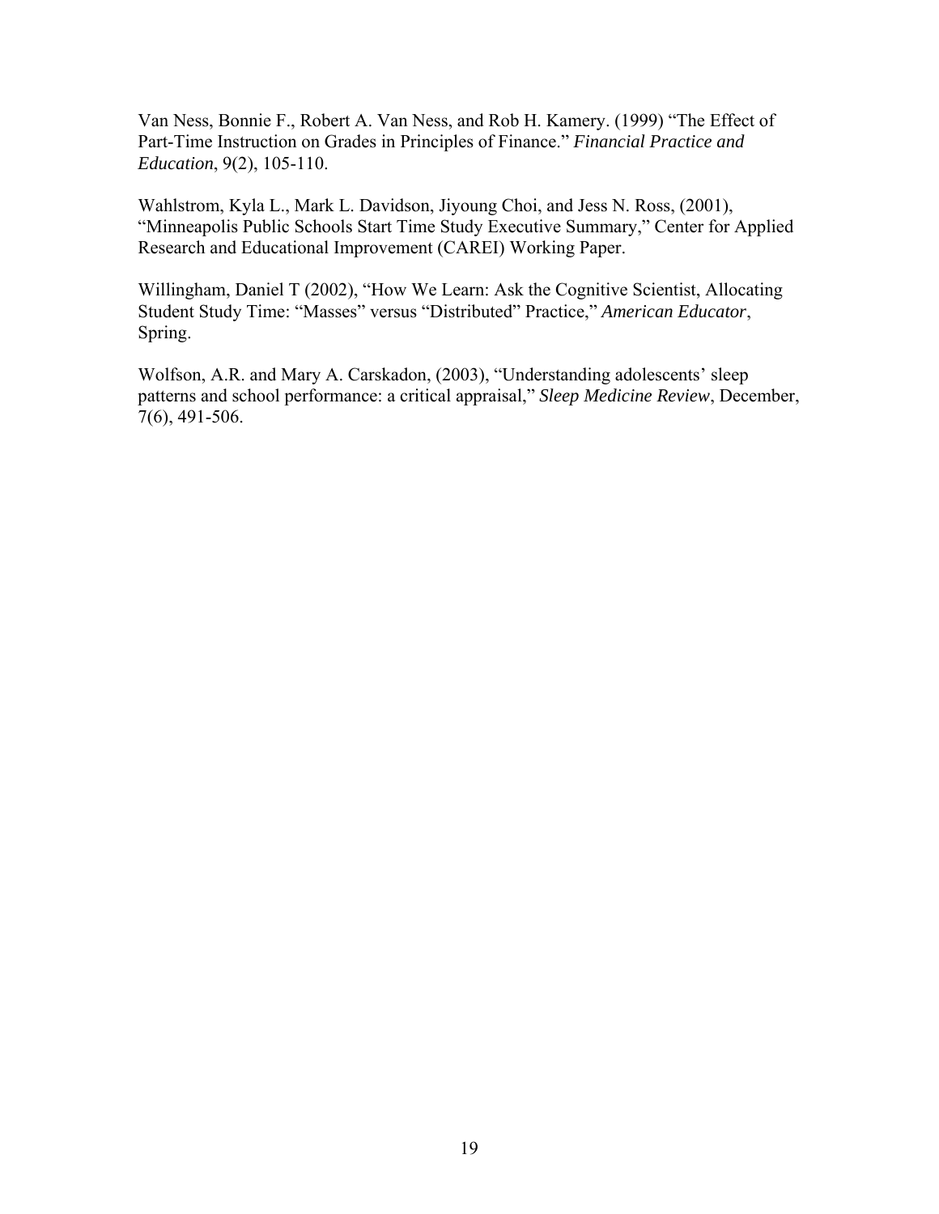Van Ness, Bonnie F., Robert A. Van Ness, and Rob H. Kamery. (1999) "The Effect of Part-Time Instruction on Grades in Principles of Finance." *Financial Practice and Education*, 9(2), 105-110.

Wahlstrom, Kyla L., Mark L. Davidson, Jiyoung Choi, and Jess N. Ross, (2001), "Minneapolis Public Schools Start Time Study Executive Summary," Center for Applied Research and Educational Improvement (CAREI) Working Paper.

Willingham, Daniel T (2002), "How We Learn: Ask the Cognitive Scientist, Allocating Student Study Time: "Masses" versus "Distributed" Practice," *American Educator*, Spring.

Wolfson, A.R. and Mary A. Carskadon, (2003), "Understanding adolescents' sleep patterns and school performance: a critical appraisal," *Sleep Medicine Review*, December, 7(6), 491-506.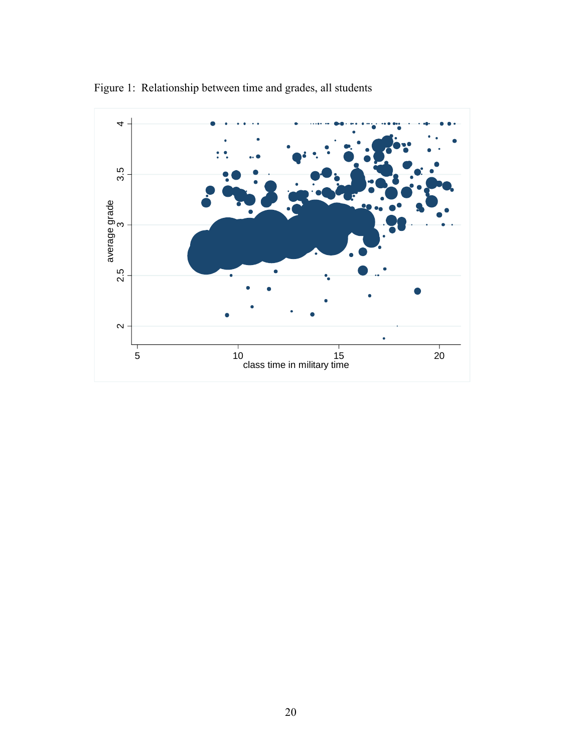Figure 1: Relationship between time and grades, all students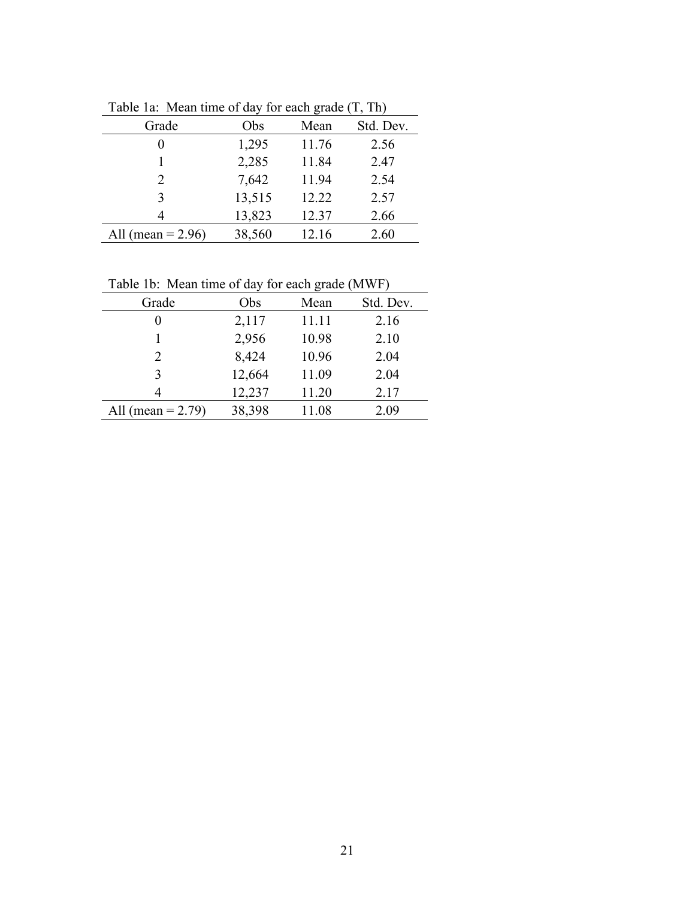Table 1a: Mean time of day for each grade (T, Th)

| Grade | Obs | Mean | Std. Dev. |
|---|---|---|---|
| 0 | 1,295 | 11.76 | 2.56 |
| 1 | 2,285 | 11.84 | 2.47 |
| 2 | 7,642 | 11.94 | 2.54 |
| 3 | 13,515 | 12.22 | 2.57 |
| 4 | 13,823 | 12.37 | 2.66 |
| All (mean = 2.96) | 38,560 | 12.16 | 2.60 |

Table 1b: Mean time of day for each grade (MWF)

| Grade | Obs | Mean | Std. Dev. |
|---|---|---|---|
| 0 | 2,117 | 11.11 | 2.16 |
| 1 | 2,956 | 10.98 | 2.10 |
| 2 | 8,424 | 10.96 | 2.04 |
| 3 | 12,664 | 11.09 | 2.04 |
| 4 | 12,237 | 11.20 | 2.17 |
| All (mean = 2.79) | 38,398 | 11.08 | 2.09 |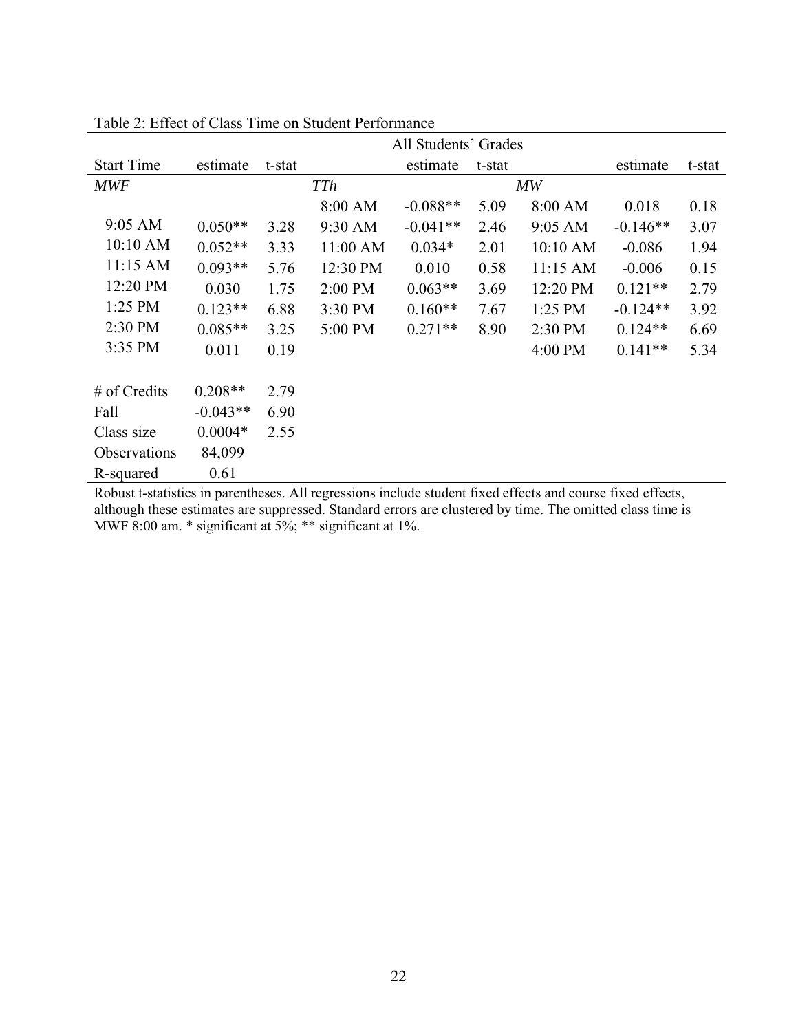Table 2: Effect of Class Time on Student Performance

| | | | All Students' Grades | | | | | |
|---|---|---|---|---|---|---|---|---|
| Start Time | estimate | t-stat | | estimate | t-stat | | estimate | t-stat |
| *MWF* | | | *TTh* | | | *MW* | | |
| | | | 8:00 AM | -0.088** | 5.09 | 8:00 AM | 0.018 | 0.18 |
| 9:05 AM | 0.050** | 3.28 | 9:30 AM | -0.041** | 2.46 | 9:05 AM | -0.146** | 3.07 |
| 10:10 AM | 0.052** | 3.33 | 11:00 AM | 0.034* | 2.01 | 10:10 AM | -0.086 | 1.94 |
| 11:15 AM | 0.093** | 5.76 | 12:30 PM | 0.010 | 0.58 | 11:15 AM | -0.006 | 0.15 |
| 12:20 PM | 0.030 | 1.75 | 2:00 PM | 0.063** | 3.69 | 12:20 PM | 0.121** | 2.79 |
| 1:25 PM | 0.123** | 6.88 | 3:30 PM | 0.160** | 7.67 | 1:25 PM | -0.124** | 3.92 |
| 2:30 PM | 0.085** | 3.25 | 5:00 PM | 0.271** | 8.90 | 2:30 PM | 0.124** | 6.69 |
| 3:35 PM | 0.011 | 0.19 | | | | 4:00 PM | 0.141** | 5.34 |
| | | | | | | | | |
| # of Credits | 0.208** | 2.79 | | | | | | |
| Fall | -0.043** | 6.90 | | | | | | |
| Class size | 0.0004* | 2.55 | | | | | | |
| Observations | 84,099 | | | | | | | |
| R-squared | 0.61 | | | | | | | |

Robust t-statistics in parentheses. All regressions include student fixed effects and course fixed effects, although these estimates are suppressed. Standard errors are clustered by time. The omitted class time is MWF 8:00 am. * significant at 5%; ** significant at 1%.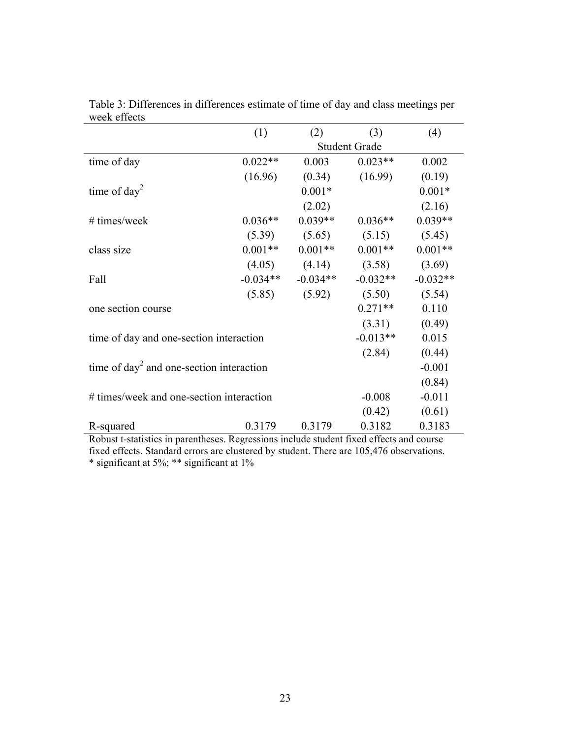Table 3: Differences in differences estimate of time of day and class meetings per week effects

| | (1) | (2) | (3) | (4) |
|---|---|---|---|---|
| | Student Grade | | | |
| time of day | 0.022** | 0.003 | 0.023** | 0.002 |
| | (16.96) | (0.34) | (16.99) | (0.19) |
| time of day$^2$ | | 0.001* | | 0.001* |
| | | (2.02) | | (2.16) |
| # times/week | 0.036** | 0.039** | 0.036** | 0.039** |
| | (5.39) | (5.65) | (5.15) | (5.45) |
| class size | 0.001** | 0.001** | 0.001** | 0.001** |
| | (4.05) | (4.14) | (3.58) | (3.69) |
| Fall | -0.034** | -0.034** | -0.032** | -0.032** |
| | (5.85) | (5.92) | (5.50) | (5.54) |
| one section course | | | 0.271** | 0.110 |
| | | | (3.31) | (0.49) |
| time of day and one-section interaction | | | -0.013** | 0.015 |
| | | | (2.84) | (0.44) |
| time of day$^2$ and one-section interaction | | | | -0.001 |
| | | | | (0.84) |
| # times/week and one-section interaction | | | -0.008 | -0.011 |
| | | | (0.42) | (0.61) |
| R-squared | 0.3179 | 0.3179 | 0.3182 | 0.3183 |

Robust t-statistics in parentheses. Regressions include student fixed effects and course fixed effects. Standard errors are clustered by student. There are 105,476 observations.
* significant at 5%; ** significant at 1%